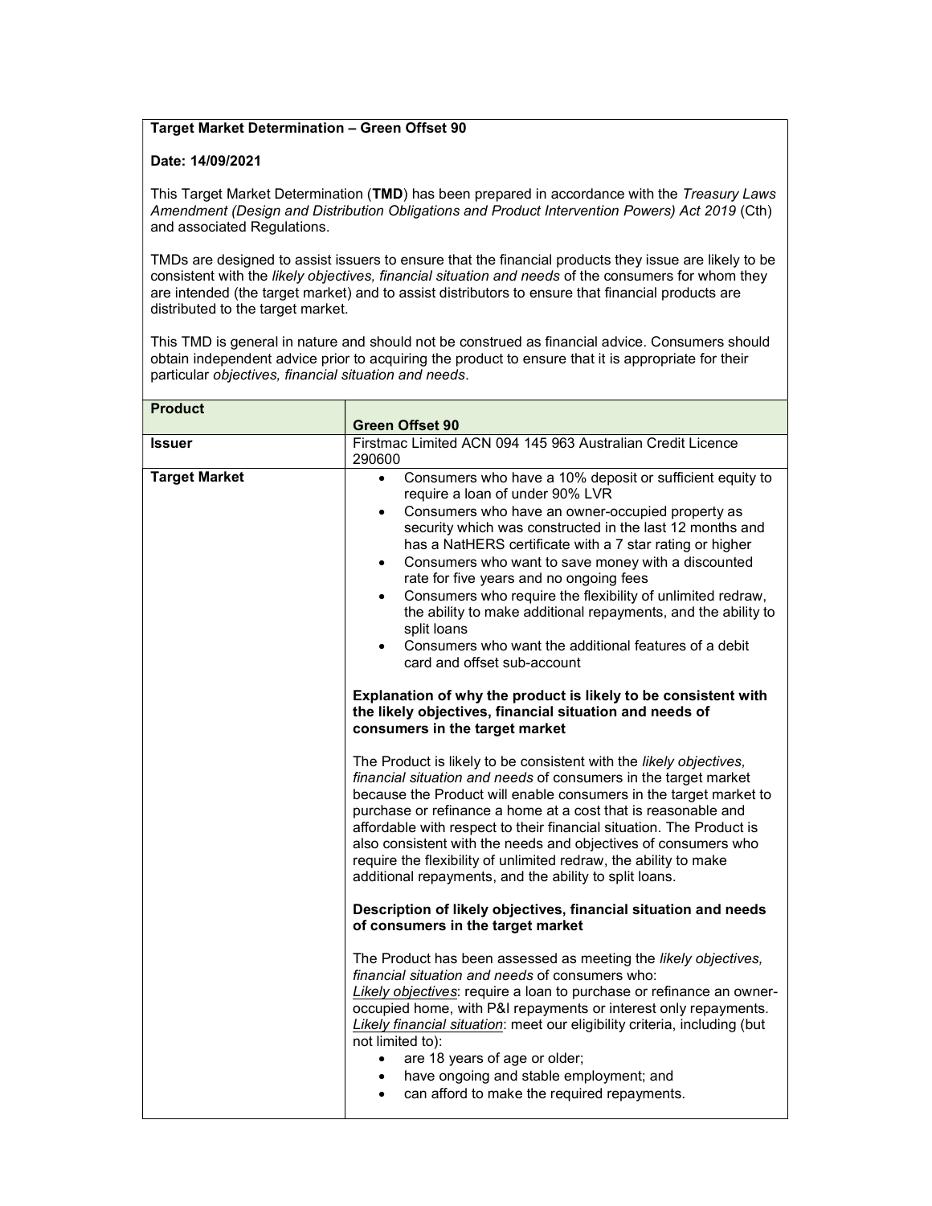**Target Market Determination – Green Offset 90**

**Date: 14/09/2021**

This Target Market Determination (**TMD**) has been prepared in accordance with the *Treasury Laws Amendment (Design and Distribution Obligations and Product Intervention Powers) Act 2019* (Cth) and associated Regulations.

TMDs are designed to assist issuers to ensure that the financial products they issue are likely to be consistent with the *likely objectives, financial situation and needs* of the consumers for whom they are intended (the target market) and to assist distributors to ensure that financial products are distributed to the target market.

This TMD is general in nature and should not be construed as financial advice. Consumers should obtain independent advice prior to acquiring the product to ensure that it is appropriate for their particular *objectives, financial situation and needs*.

| **Product** | **Green Offset 90** |
|---|---|
| **Issuer** | Firstmac Limited ACN 094 145 963 Australian Credit Licence 290600 |
| **Target Market** | • Consumers who have a 10% deposit or sufficient equity to require a loan of under 90% LVR<br>• Consumers who have an owner-occupied property as security which was constructed in the last 12 months and has a NatHERS certificate with a 7 star rating or higher<br>• Consumers who want to save money with a discounted rate for five years and no ongoing fees<br>• Consumers who require the flexibility of unlimited redraw, the ability to make additional repayments, and the ability to split loans<br>• Consumers who want the additional features of a debit card and offset sub-account<br><br>**Explanation of why the product is likely to be consistent with the likely objectives, financial situation and needs of consumers in the target market**<br><br>The Product is likely to be consistent with the *likely objectives, financial situation and needs* of consumers in the target market because the Product will enable consumers in the target market to purchase or refinance a home at a cost that is reasonable and affordable with respect to their financial situation. The Product is also consistent with the needs and objectives of consumers who require the flexibility of unlimited redraw, the ability to make additional repayments, and the ability to split loans.<br><br>**Description of likely objectives, financial situation and needs of consumers in the target market**<br><br>The Product has been assessed as meeting the *likely objectives, financial situation and needs* of consumers who:<br><u>Likely objectives</u>: require a loan to purchase or refinance an owner-occupied home, with P&I repayments or interest only repayments.<br><u>Likely financial situation</u>: meet our eligibility criteria, including (but not limited to):<br>• are 18 years of age or older;<br>• have ongoing and stable employment; and<br>• can afford to make the required repayments. |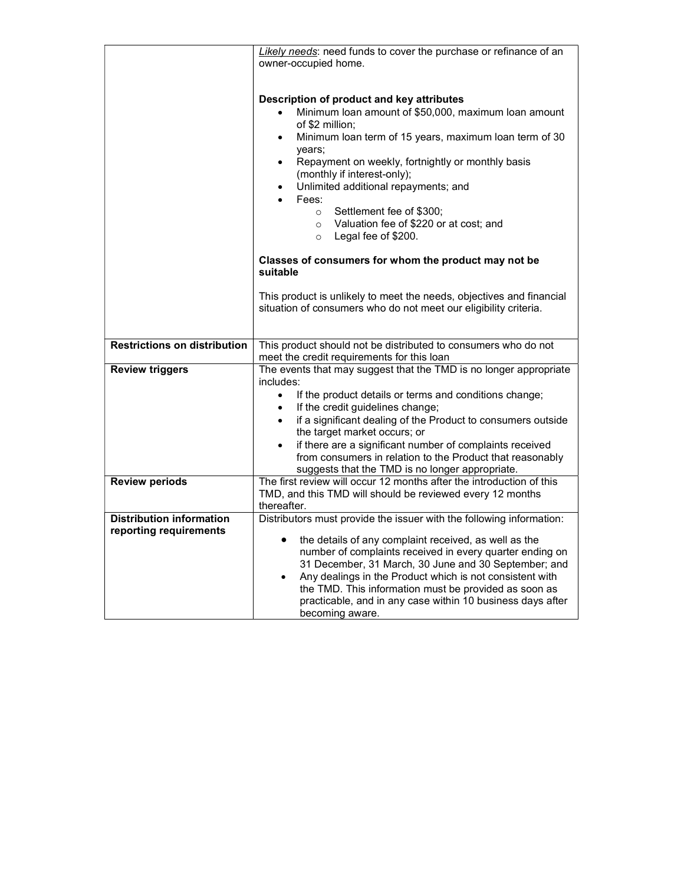| | |
|---|---|
| | *Likely needs*: need funds to cover the purchase or refinance of an owner-occupied home.<br><br>**Description of product and key attributes**<br>• Minimum loan amount of $50,000, maximum loan amount of $2 million;<br>• Minimum loan term of 15 years, maximum loan term of 30 years;<br>• Repayment on weekly, fortnightly or monthly basis (monthly if interest-only);<br>• Unlimited additional repayments; and<br>• Fees:<br>  ○ Settlement fee of $300;<br>  ○ Valuation fee of $220 or at cost; and<br>  ○ Legal fee of $200.<br><br>**Classes of consumers for whom the product may not be suitable**<br><br>This product is unlikely to meet the needs, objectives and financial situation of consumers who do not meet our eligibility criteria. |
| **Restrictions on distribution** | This product should not be distributed to consumers who do not meet the credit requirements for this loan |
| **Review triggers** | The events that may suggest that the TMD is no longer appropriate includes:<br>• If the product details or terms and conditions change;<br>• If the credit guidelines change;<br>• if a significant dealing of the Product to consumers outside the target market occurs; or<br>• if there are a significant number of complaints received from consumers in relation to the Product that reasonably suggests that the TMD is no longer appropriate. |
| **Review periods** | The first review will occur 12 months after the introduction of this TMD, and this TMD will should be reviewed every 12 months thereafter. |
| **Distribution information reporting requirements** | Distributors must provide the issuer with the following information:<br>• the details of any complaint received, as well as the number of complaints received in every quarter ending on 31 December, 31 March, 30 June and 30 September; and<br>• Any dealings in the Product which is not consistent with the TMD. This information must be provided as soon as practicable, and in any case within 10 business days after becoming aware. |